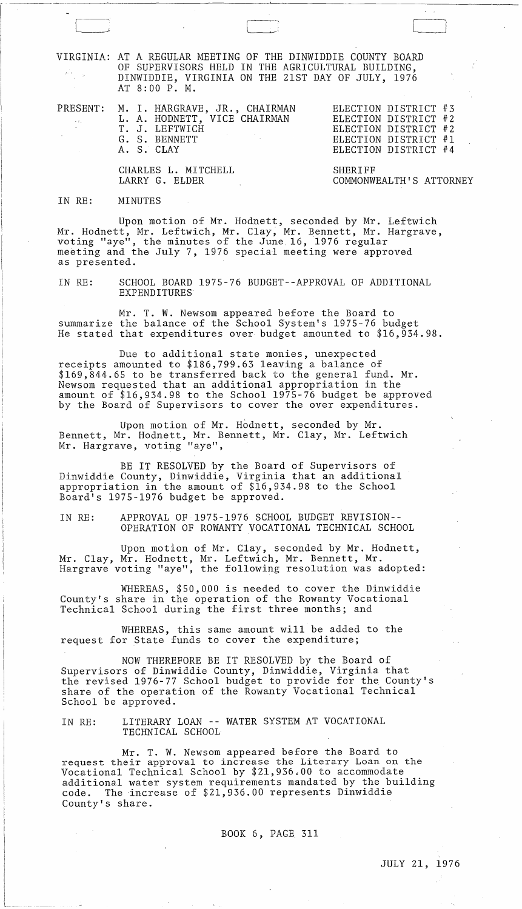VIRGINIA: AT A REGULAR MEETING OF THE DINWIDDIE COUNTY BOARD OF SUPERVISORS HELD IN THE AGRICULTURAL BUILDING, DINWIDDIE, VIRGINIA ON THE 21ST DAY OF JULY, 1976 AT 8:00 P. M.

| PRESENT: | | |
|---|---|---|
| | M. I. HARGRAVE, JR., CHAIRMAN | ELECTION DISTRICT #3 |
| | L. A. HODNETT, VICE CHAIRMAN | ELECTION DISTRICT #2 |
| | T. J. LEFTWICH | ELECTION DISTRICT #2 |
| | G. S. BENNETT | ELECTION DISTRICT #1 |
| | A. S. CLAY | ELECTION DISTRICT #4 |
| | CHARLES L. MITCHELL | SHERIFF |
| | LARRY G. ELDER | COMMONWEALTH'S ATTORNEY |

IN RE: MINUTES

Upon motion of Mr. Hodnett, seconded by Mr. Leftwich Mr. Hodnett, Mr. Leftwich, Mr. Clay, Mr. Bennett, Mr. Hargrave, voting "aye", the minutes of the June 16, 1976 regular meeting and the July 7, 1976 special meeting were approved as presented.

IN RE: SCHOOL BOARD 1975-76 BUDGET--APPROVAL OF ADDITIONAL EXPENDITURES

Mr. T. W. Newsom appeared before the Board to summarize the balance of the School System's 1975-76 budget He stated that expenditures over budget amounted to $16,934.98.

Due to additional state monies, unexpected receipts amounted to $186,799.63 leaving a balance of $169,844.65 to be transferred back to the general fund. Mr. Newsom requested that an additional appropriation in the amount of $16,934.98 to the School 1975-76 budget be approved by the Board of Supervisors to cover the over expenditures.

Upon motion of Mr. Hodnett, seconded by Mr. Bennett, Mr. Hodnett, Mr. Bennett, Mr. Clay, Mr. Leftwich Mr. Hargrave, voting "aye",

BE IT RESOLVED by the Board of Supervisors of Dinwiddie County, Dinwiddie, Virginia that an additional appropriation in the amount of $16,934.98 to the School Board's 1975-1976 budget be approved.

IN RE: APPROVAL OF 1975-1976 SCHOOL BUDGET REVISION--OPERATION OF ROWANTY VOCATIONAL TECHNICAL SCHOOL

Upon motion of Mr. Clay, seconded by Mr. Hodnett, Mr. Clay, Mr. Hodnett, Mr. Leftwich, Mr. Bennett, Mr. Hargrave voting "aye", the following resolution was adopted:

WHEREAS, $50,000 is needed to cover the Dinwiddie County's share in the operation of the Rowanty Vocational Technical School during the first three months; and

WHEREAS, this same amount will be added to the request for State funds to cover the expenditure;

NOW THEREFORE BE IT RESOLVED by the Board of Supervisors of Dinwiddie County, Dinwiddie, Virginia that the revised 1976-77 School budget to provide for the County's share of the operation of the Rowanty Vocational Technical School be approved.

IN RE: LITERARY LOAN -- WATER SYSTEM AT VOCATIONAL TECHNICAL SCHOOL

Mr. T. W. Newsom appeared before the Board to request their approval to increase the Literary Loan on the Vocational Technical School by $21,936.00 to accommodate additional water system requirements mandated by the building code. The increase of $21,936.00 represents Dinwiddie County's share.

BOOK 6, PAGE 311

JULY 21, 1976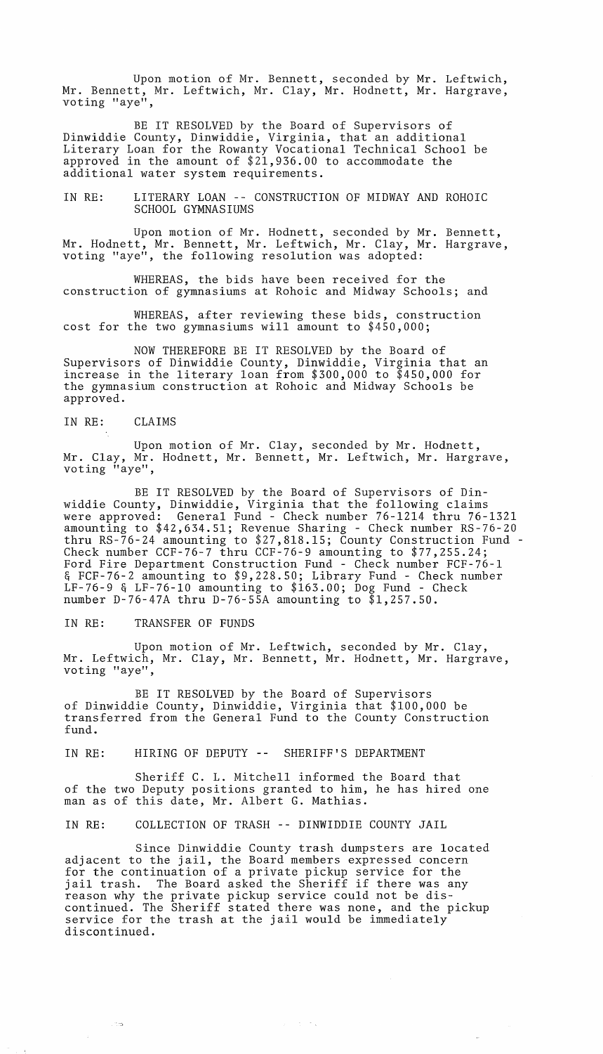Upon motion of Mr. Bennett, seconded by Mr. Leftwich, Mr. Bennett, Mr. Leftwich, Mr. Clay, Mr. Hodnett, Mr. Hargrave, voting "aye",

BE IT RESOLVED by the Board of Supervisors of Dinwiddie County, Dinwiddie, Virginia, that an additional Literary Loan for the Rowanty Vocational Technical School be approved in the amount of $21,936.00 to accommodate the additional water system requirements.

IN RE: LITERARY LOAN -- CONSTRUCTION OF MIDWAY AND ROHOIC SCHOOL GYMNASIUMS

Upon motion of Mr. Hodnett, seconded by Mr. Bennett, Mr. Hodnett, Mr. Bennett, Mr. Leftwich, Mr. Clay, Mr. Hargrave, voting "aye", the following resolution was adopted:

WHEREAS, the bids have been received for the construction of gymnasiums at Rohoic and Midway Schools; and

WHEREAS, after reviewing these bids, construction cost for the two gymnasiums will amount to $450,000;

NOW THEREFORE BE IT RESOLVED by the Board of Supervisors of Dinwiddie County, Dinwiddie, Virginia that an increase in the literary loan from $300,000 to $450,000 for the gymnasium construction at Rohoic and Midway Schools be approved.

IN RE: CLAIMS

Upon motion of Mr. Clay, seconded by Mr. Hodnett, Mr. Clay, Mr. Hodnett, Mr. Bennett, Mr. Leftwich, Mr. Hargrave, voting "aye",

BE IT RESOLVED by the Board of Supervisors of Dinwiddie County, Dinwiddie, Virginia that the following claims were approved: General Fund - Check number 76-1214 thru 76-1321 amounting to $42,634.51; Revenue Sharing - Check number RS-76-20 thru RS-76-24 amounting to $27,818.15; County Construction Fund - Check number CCF-76-7 thru CCF-76-9 amounting to $77,255.24; Ford Fire Department Construction Fund - Check number FCF-76-1 & FCF-76-2 amounting to $9,228.50; Library Fund - Check number LF-76-9 & LF-76-10 amounting to $163.00; Dog Fund - Check number D-76-47A thru D-76-55A amounting to $1,257.50.

IN RE: TRANSFER OF FUNDS

Upon motion of Mr. Leftwich, seconded by Mr. Clay, Mr. Leftwich, Mr. Clay, Mr. Bennett, Mr. Hodnett, Mr. Hargrave, voting "aye",

BE IT RESOLVED by the Board of Supervisors of Dinwiddie County, Dinwiddie, Virginia that $100,000 be transferred from the General Fund to the County Construction fund.

IN RE: HIRING OF DEPUTY -- SHERIFF'S DEPARTMENT

Sheriff C. L. Mitchell informed the Board that of the two Deputy positions granted to him, he has hired one man as of this date, Mr. Albert G. Mathias.

IN RE: COLLECTION OF TRASH -- DINWIDDIE COUNTY JAIL

Since Dinwiddie County trash dumpsters are located adjacent to the jail, the Board members expressed concern for the continuation of a private pickup service for the jail trash. The Board asked the Sheriff if there was any reason why the private pickup service could not be discontinued. The Sheriff stated there was none, and the pickup service for the trash at the jail would be immediately discontinued.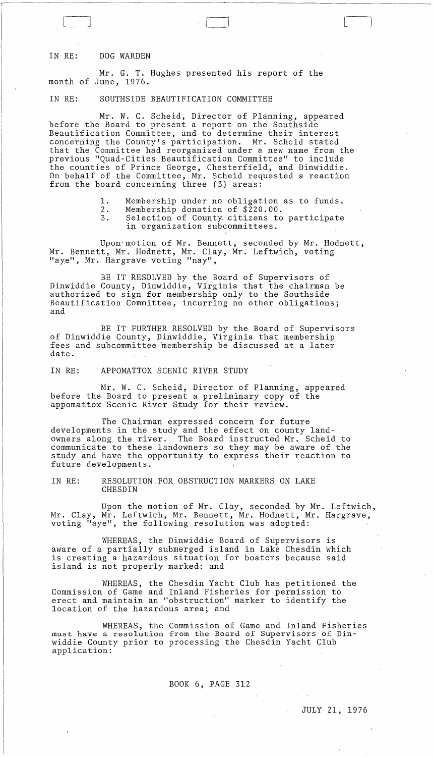IN RE: DOG WARDEN

Mr. G. T. Hughes presented his report of the month of June, 1976.

IN RE: SOUTHSIDE BEAUTIFICATION COMMITTEE

Mr. W. C. Scheid, Director of Planning, appeared before the Board to present a report on the Southside Beautification Committee, and to determine their interest concerning the County's participation. Mr. Scheid stated that the Committee had reorganized under a new name from the previous "Quad-Cities Beautification Committee" to include the counties of Prince George, Chesterfield, and Dinwiddie. On behalf of the Committee, Mr. Scheid requested a reaction from the board concerning three (3) areas:

1. Membership under no obligation as to funds.
2. Membership donation of $220.00.
3. Selection of County citizens to participate in organization subcommittees.

Upon motion of Mr. Bennett, seconded by Mr. Hodnett, Mr. Bennett, Mr. Hodnett, Mr. Clay, Mr. Leftwich, voting "aye", Mr. Hargrave voting "nay",

BE IT RESOLVED by the Board of Supervisors of Dinwiddie County, Dinwiddie, Virginia that the chairman be authorized to sign for membership only to the Southside Beautification Committee, incurring no other obligations; and

BE IT FURTHER RESOLVED by the Board of Supervisors of Dinwiddie County, Dinwiddie, Virginia that membership fees and subcommittee membership be discussed at a later date.

IN RE: APPOMATTOX SCENIC RIVER STUDY

Mr. W. C. Scheid, Director of Planning, appeared before the Board to present a preliminary copy of the appomattox Scenic River Study for their review.

The Chairman expressed concern for future developments in the study and the effect on county landowners along the river. The Board instructed Mr. Scheid to communicate to these landowners so they may be aware of the study and have the opportunity to express their reaction to future developments.

IN RE: RESOLUTION FOR OBSTRUCTION MARKERS ON LAKE CHESDIN

Upon the motion of Mr. Clay, seconded by Mr. Leftwich, Mr. Clay, Mr. Leftwich, Mr. Bennett, Mr. Hodnett, Mr. Hargrave, voting "aye", the following resolution was adopted:

WHEREAS, the Dinwiddie Board of Supervisors is aware of a partially submerged island in Lake Chesdin which is creating a hazardous situation for boaters because said island is not properly marked: and

WHEREAS, the Chesdin Yacht Club has petitioned the Commission of Game and Inland Fisheries for permission to erect and maintain an "obstruction" marker to identify the location of the hazardous area; and

WHEREAS, the Commission of Game and Inland Fisheries must have a resolution from the Board of Supervisors of Dinwiddie County prior to processing the Chesdin Yacht Club application:

BOOK 6, PAGE 312

JULY 21, 1976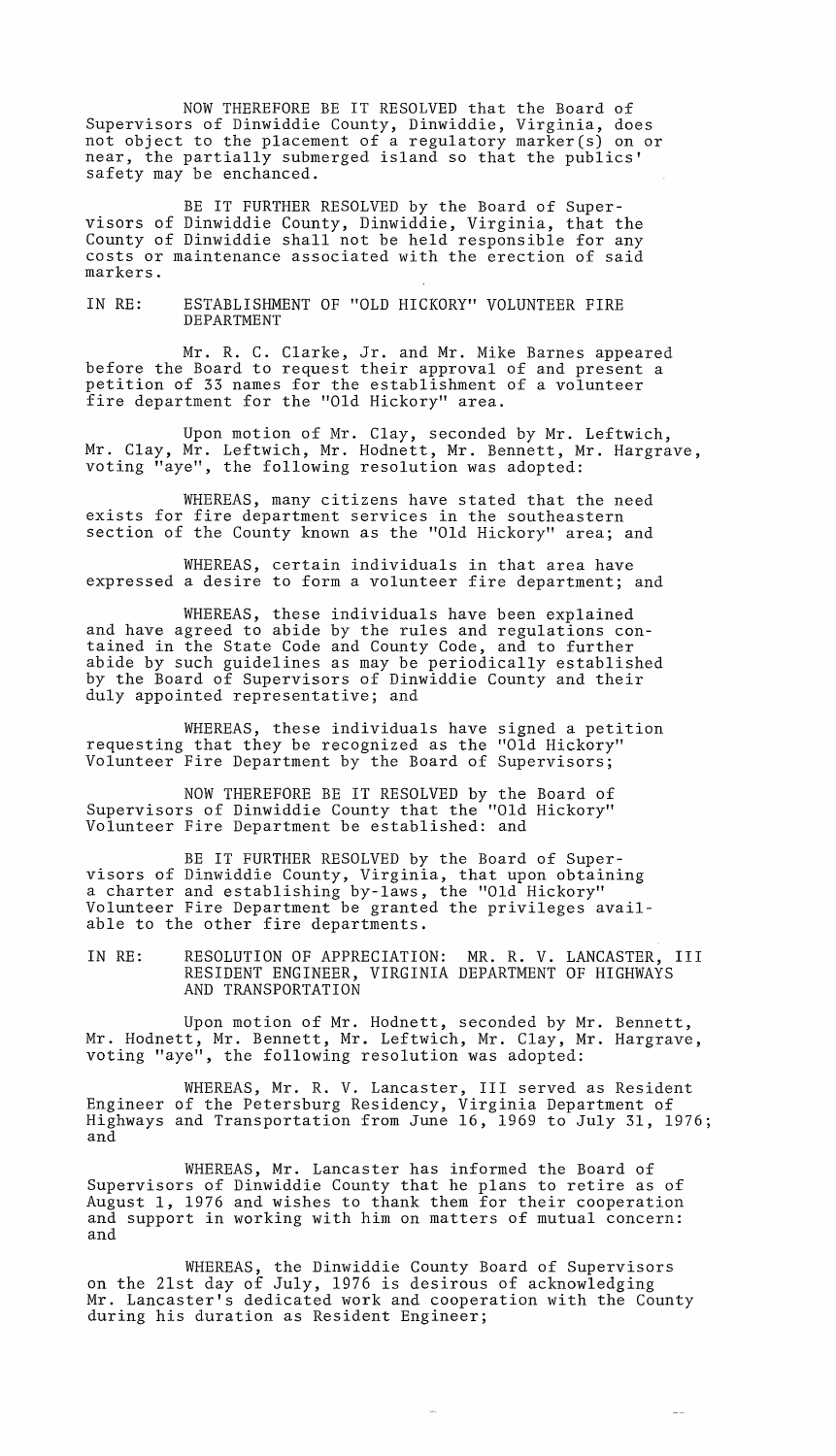NOW THEREFORE BE IT RESOLVED that the Board of Supervisors of Dinwiddie County, Dinwiddie, Virginia, does not object to the placement of a regulatory marker(s) on or near, the partially submerged island so that the publics' safety may be enchanced.

BE IT FURTHER RESOLVED by the Board of Supervisors of Dinwiddie County, Dinwiddie, Virginia, that the County of Dinwiddie shall not be held responsible for any costs or maintenance associated with the erection of said markers.

IN RE: ESTABLISHMENT OF "OLD HICKORY" VOLUNTEER FIRE DEPARTMENT

Mr. R. C. Clarke, Jr. and Mr. Mike Barnes appeared before the Board to request their approval of and present a petition of 33 names for the establishment of a volunteer fire department for the "Old Hickory" area.

Upon motion of Mr. Clay, seconded by Mr. Leftwich, Mr. Clay, Mr. Leftwich, Mr. Hodnett, Mr. Bennett, Mr. Hargrave, voting "aye", the following resolution was adopted:

WHEREAS, many citizens have stated that the need exists for fire department services in the southeastern section of the County known as the "Old Hickory" area; and

WHEREAS, certain individuals in that area have expressed a desire to form a volunteer fire department; and

WHEREAS, these individuals have been explained and have agreed to abide by the rules and regulations contained in the State Code and County Code, and to further abide by such guidelines as may be periodically established by the Board of Supervisors of Dinwiddie County and their duly appointed representative; and

WHEREAS, these individuals have signed a petition requesting that they be recognized as the "Old Hickory" Volunteer Fire Department by the Board of Supervisors;

NOW THEREFORE BE IT RESOLVED by the Board of Supervisors of Dinwiddie County that the "Old Hickory" Volunteer Fire Department be established: and

BE IT FURTHER RESOLVED by the Board of Supervisors of Dinwiddie County, Virginia, that upon obtaining a charter and establishing by-laws, the "Old Hickory" Volunteer Fire Department be granted the privileges available to the other fire departments.

IN RE: RESOLUTION OF APPRECIATION: MR. R. V. LANCASTER, III RESIDENT ENGINEER, VIRGINIA DEPARTMENT OF HIGHWAYS AND TRANSPORTATION

Upon motion of Mr. Hodnett, seconded by Mr. Bennett, Mr. Hodnett, Mr. Bennett, Mr. Leftwich, Mr. Clay, Mr. Hargrave, voting "aye", the following resolution was adopted:

WHEREAS, Mr. R. V. Lancaster, III served as Resident Engineer of the Petersburg Residency, Virginia Department of Highways and Transportation from June 16, 1969 to July 31, 1976; and

WHEREAS, Mr. Lancaster has informed the Board of Supervisors of Dinwiddie County that he plans to retire as of August 1, 1976 and wishes to thank them for their cooperation and support in working with him on matters of mutual concern: and

WHEREAS, the Dinwiddie County Board of Supervisors on the 21st day of July, 1976 is desirous of acknowledging Mr. Lancaster's dedicated work and cooperation with the County during his duration as Resident Engineer;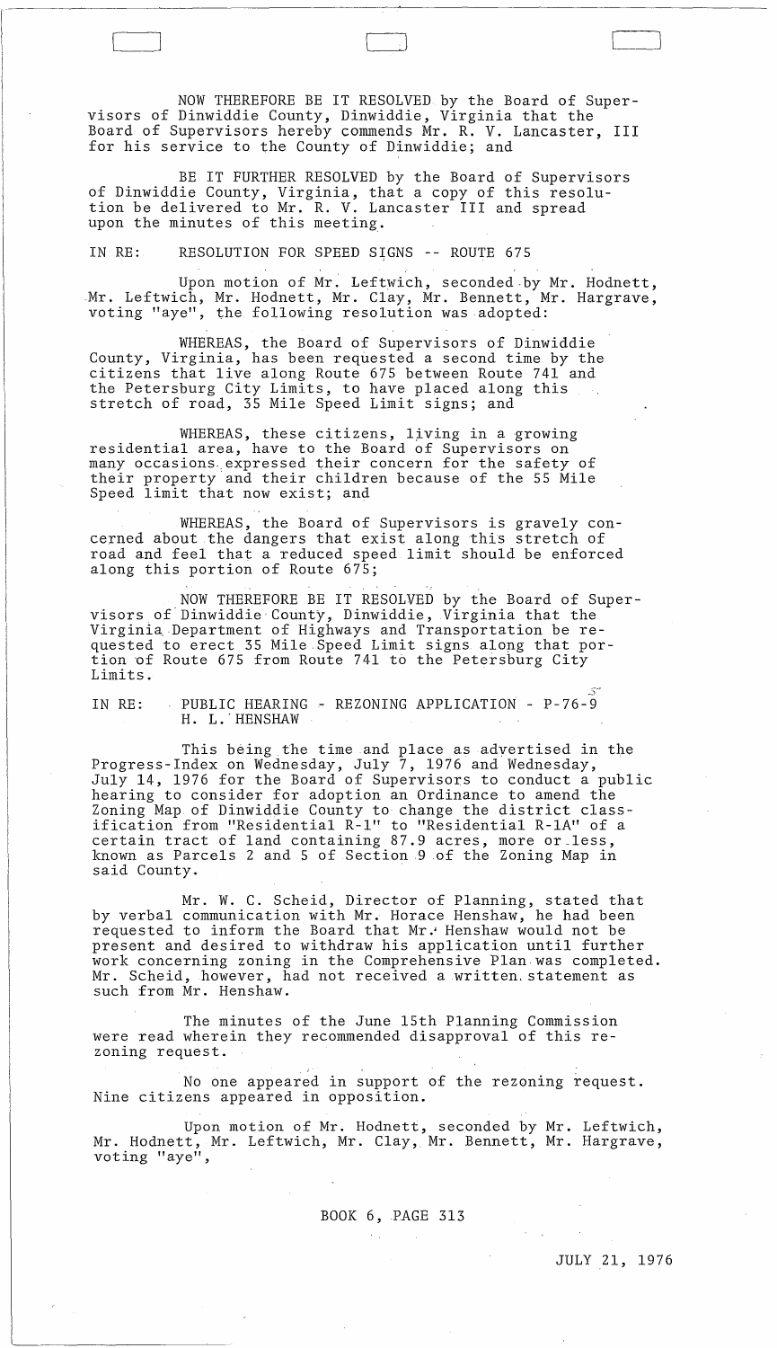NOW THEREFORE BE IT RESOLVED by the Board of Supervisors of Dinwiddie County, Dinwiddie, Virginia that the Board of Supervisors hereby commends Mr. R. V. Lancaster, III for his service to the County of Dinwiddie; and

BE IT FURTHER RESOLVED by the Board of Supervisors of Dinwiddie County, Virginia, that a copy of this resolution be delivered to Mr. R. V. Lancaster III and spread upon the minutes of this meeting.

IN RE: RESOLUTION FOR SPEED SIGNS -- ROUTE 675

Upon motion of Mr. Leftwich, seconded by Mr. Hodnett, Mr. Leftwich, Mr. Hodnett, Mr. Clay, Mr. Bennett, Mr. Hargrave, voting "aye", the following resolution was adopted:

WHEREAS, the Board of Supervisors of Dinwiddie County, Virginia, has been requested a second time by the citizens that live along Route 675 between Route 741 and the Petersburg City Limits, to have placed along this stretch of road, 35 Mile Speed Limit signs; and

WHEREAS, these citizens, living in a growing residential area, have to the Board of Supervisors on many occasions expressed their concern for the safety of their property and their children because of the 55 Mile Speed limit that now exist; and

WHEREAS, the Board of Supervisors is gravely concerned about the dangers that exist along this stretch of road and feel that a reduced speed limit should be enforced along this portion of Route 675;

NOW THEREFORE BE IT RESOLVED by the Board of Supervisors of Dinwiddie County, Dinwiddie, Virginia that the Virginia Department of Highways and Transportation be requested to erect 35 Mile Speed Limit signs along that portion of Route 675 from Route 741 to the Petersburg City Limits.

IN RE: PUBLIC HEARING - REZONING APPLICATION - P-76-9 H. L. HENSHAW

This being the time and place as advertised in the Progress-Index on Wednesday, July 7, 1976 and Wednesday, July 14, 1976 for the Board of Supervisors to conduct a public hearing to consider for adoption an Ordinance to amend the Zoning Map of Dinwiddie County to change the district classification from "Residential R-1" to "Residential R-1A" of a certain tract of land containing 87.9 acres, more or less, known as Parcels 2 and 5 of Section 9 of the Zoning Map in said County.

Mr. W. C. Scheid, Director of Planning, stated that by verbal communication with Mr. Horace Henshaw, he had been requested to inform the Board that Mr. Henshaw would not be present and desired to withdraw his application until further work concerning zoning in the Comprehensive Plan was completed. Mr. Scheid, however, had not received a written statement as such from Mr. Henshaw.

The minutes of the June 15th Planning Commission were read wherein they recommended disapproval of this rezoning request.

No one appeared in support of the rezoning request. Nine citizens appeared in opposition.

Upon motion of Mr. Hodnett, seconded by Mr. Leftwich, Mr. Hodnett, Mr. Leftwich, Mr. Clay, Mr. Bennett, Mr. Hargrave, voting "aye",

BOOK 6, PAGE 313

JULY 21, 1976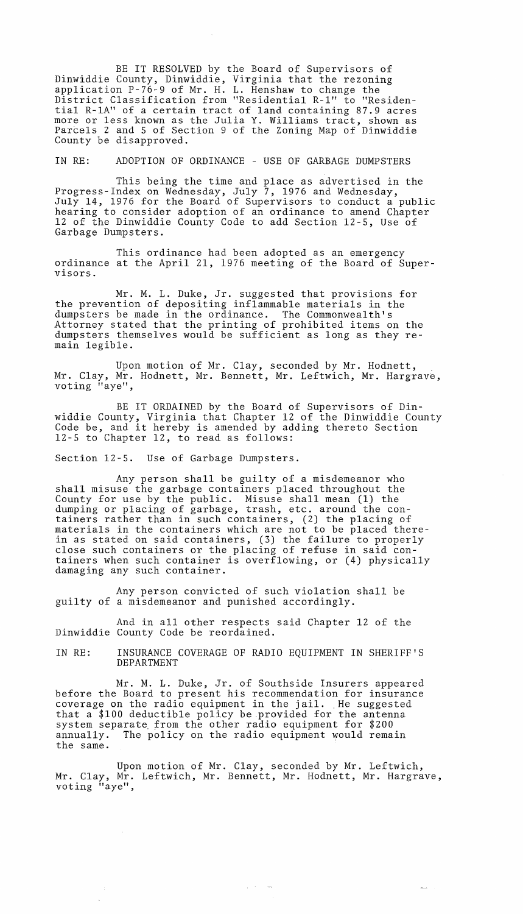BE IT RESOLVED by the Board of Supervisors of Dinwiddie County, Dinwiddie, Virginia that the rezoning application P-76-9 of Mr. H. L. Henshaw to change the District Classification from "Residential R-1" to "Residential R-1A" of a certain tract of land containing 87.9 acres more or less known as the Julia Y. Williams tract, shown as Parcels 2 and 5 of Section 9 of the Zoning Map of Dinwiddie County be disapproved.

IN RE: ADOPTION OF ORDINANCE - USE OF GARBAGE DUMPSTERS

This being the time and place as advertised in the Progress-Index on Wednesday, July 7, 1976 and Wednesday, July 14, 1976 for the Board of Supervisors to conduct a public hearing to consider adoption of an ordinance to amend Chapter 12 of the Dinwiddie County Code to add Section 12-5, Use of Garbage Dumpsters.

This ordinance had been adopted as an emergency ordinance at the April 21, 1976 meeting of the Board of Supervisors.

Mr. M. L. Duke, Jr. suggested that provisions for the prevention of depositing inflammable materials in the dumpsters be made in the ordinance. The Commonwealth's Attorney stated that the printing of prohibited items on the dumpsters themselves would be sufficient as long as they remain legible.

Upon motion of Mr. Clay, seconded by Mr. Hodnett, Mr. Clay, Mr. Hodnett, Mr. Bennett, Mr. Leftwich, Mr. Hargrave, voting "aye",

BE IT ORDAINED by the Board of Supervisors of Dinwiddie County, Virginia that Chapter 12 of the Dinwiddie County Code be, and it hereby is amended by adding thereto Section 12-5 to Chapter 12, to read as follows:

Section 12-5. Use of Garbage Dumpsters.

Any person shall be guilty of a misdemeanor who shall misuse the garbage containers placed throughout the County for use by the public. Misuse shall mean (1) the dumping or placing of garbage, trash, etc. around the containers rather than in such containers, (2) the placing of materials in the containers which are not to be placed therein as stated on said containers, (3) the failure to properly close such containers or the placing of refuse in said containers when such container is overflowing, or (4) physically damaging any such container.

Any person convicted of such violation shall be guilty of a misdemeanor and punished accordingly.

And in all other respects said Chapter 12 of the Dinwiddie County Code be reordained.

IN RE: INSURANCE COVERAGE OF RADIO EQUIPMENT IN SHERIFF'S DEPARTMENT

Mr. M. L. Duke, Jr. of Southside Insurers appeared before the Board to present his recommendation for insurance coverage on the radio equipment in the jail. He suggested that a $100 deductible policy be provided for the antenna system separate from the other radio equipment for $200 annually. The policy on the radio equipment would remain the same.

Upon motion of Mr. Clay, seconded by Mr. Leftwich, Mr. Clay, Mr. Leftwich, Mr. Bennett, Mr. Hodnett, Mr. Hargrave, voting "aye",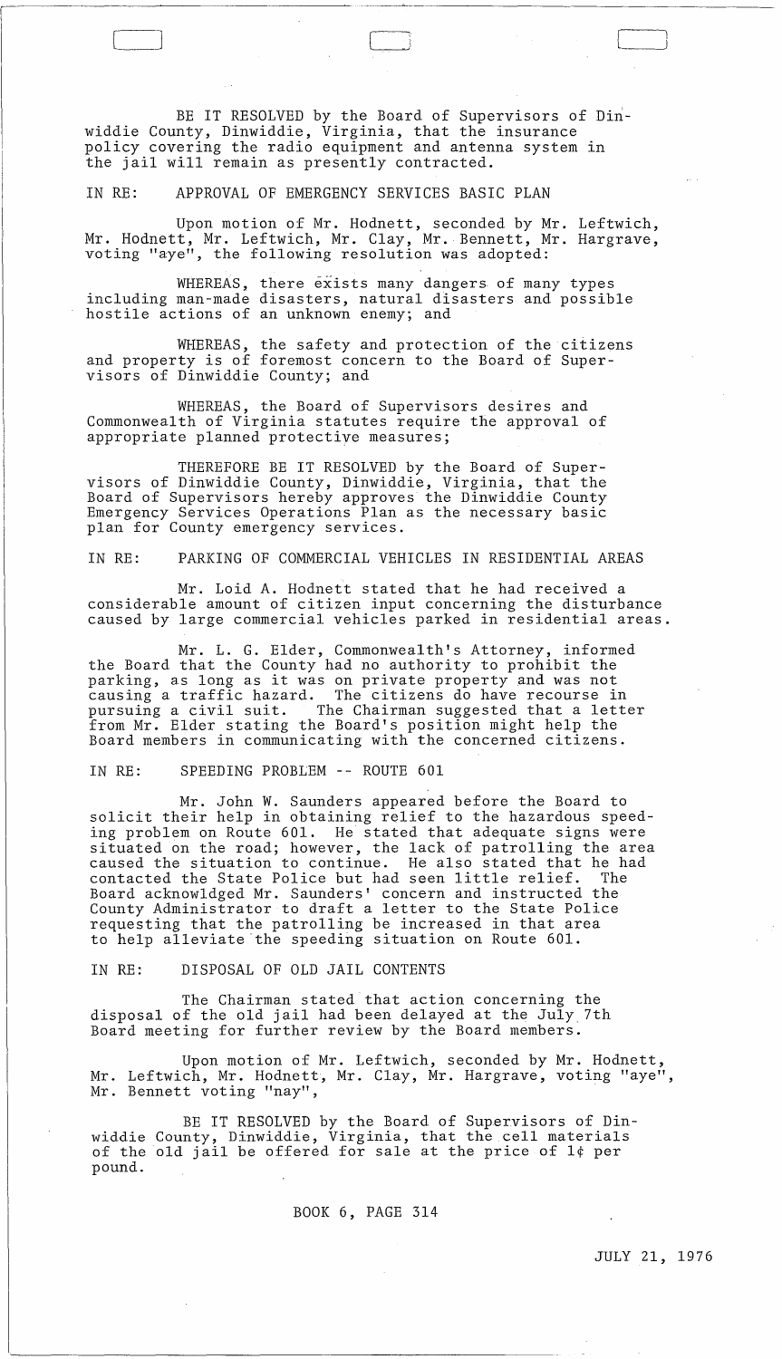BE IT RESOLVED by the Board of Supervisors of Dinwiddie County, Dinwiddie, Virginia, that the insurance policy covering the radio equipment and antenna system in the jail will remain as presently contracted.

IN RE: APPROVAL OF EMERGENCY SERVICES BASIC PLAN

Upon motion of Mr. Hodnett, seconded by Mr. Leftwich, Mr. Hodnett, Mr. Leftwich, Mr. Clay, Mr. Bennett, Mr. Hargrave, voting "aye", the following resolution was adopted:

WHEREAS, there exists many dangers of many types including man-made disasters, natural disasters and possible hostile actions of an unknown enemy; and

WHEREAS, the safety and protection of the citizens and property is of foremost concern to the Board of Supervisors of Dinwiddie County; and

WHEREAS, the Board of Supervisors desires and Commonwealth of Virginia statutes require the approval of appropriate planned protective measures;

THEREFORE BE IT RESOLVED by the Board of Supervisors of Dinwiddie County, Dinwiddie, Virginia, that the Board of Supervisors hereby approves the Dinwiddie County Emergency Services Operations Plan as the necessary basic plan for County emergency services.

IN RE: PARKING OF COMMERCIAL VEHICLES IN RESIDENTIAL AREAS

Mr. Loid A. Hodnett stated that he had received a considerable amount of citizen input concerning the disturbance caused by large commercial vehicles parked in residential areas.

Mr. L. G. Elder, Commonwealth's Attorney, informed the Board that the County had no authority to prohibit the parking, as long as it was on private property and was not causing a traffic hazard. The citizens do have recourse in pursuing a civil suit. The Chairman suggested that a letter from Mr. Elder stating the Board's position might help the Board members in communicating with the concerned citizens.

IN RE: SPEEDING PROBLEM -- ROUTE 601

Mr. John W. Saunders appeared before the Board to solicit their help in obtaining relief to the hazardous speeding problem on Route 601. He stated that adequate signs were situated on the road; however, the lack of patrolling the area caused the situation to continue. He also stated that he had contacted the State Police but had seen little relief. The Board acknowldged Mr. Saunders' concern and instructed the County Administrator to draft a letter to the State Police requesting that the patrolling be increased in that area to help alleviate the speeding situation on Route 601.

IN RE: DISPOSAL OF OLD JAIL CONTENTS

The Chairman stated that action concerning the disposal of the old jail had been delayed at the July 7th Board meeting for further review by the Board members.

Upon motion of Mr. Leftwich, seconded by Mr. Hodnett, Mr. Leftwich, Mr. Hodnett, Mr. Clay, Mr. Hargrave, voting "aye", Mr. Bennett voting "nay",

BE IT RESOLVED by the Board of Supervisors of Dinwiddie County, Dinwiddie, Virginia, that the cell materials of the old jail be offered for sale at the price of 1¢ per pound.

BOOK 6, PAGE 314

JULY 21, 1976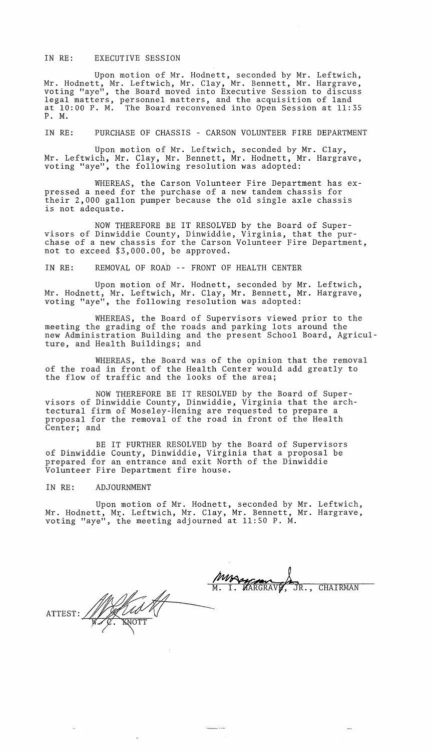IN RE: EXECUTIVE SESSION

Upon motion of Mr. Hodnett, seconded by Mr. Leftwich, Mr. Hodnett, Mr. Leftwich, Mr. Clay, Mr. Bennett, Mr. Hargrave, voting "aye", the Board moved into Executive Session to discuss legal matters, personnel matters, and the acquisition of land at 10:00 P. M. The Board reconvened into Open Session at 11:35 P. M.

IN RE: PURCHASE OF CHASSIS - CARSON VOLUNTEER FIRE DEPARTMENT

Upon motion of Mr. Leftwich, seconded by Mr. Clay, Mr. Leftwich, Mr. Clay, Mr. Bennett, Mr. Hodnett, Mr. Hargrave, voting "aye", the following resolution was adopted:

WHEREAS, the Carson Volunteer Fire Department has expressed a need for the purchase of a new tandem chassis for their 2,000 gallon pumper because the old single axle chassis is not adequate.

NOW THEREFORE BE IT RESOLVED by the Board of Supervisors of Dinwiddie County, Dinwiddie, Virginia, that the purchase of a new chassis for the Carson Volunteer Fire Department, not to exceed $3,000.00, be approved.

IN RE: REMOVAL OF ROAD -- FRONT OF HEALTH CENTER

Upon motion of Mr. Hodnett, seconded by Mr. Leftwich, Mr. Hodnett, Mr. Leftwich, Mr. Clay, Mr. Bennett, Mr. Hargrave, voting "aye", the following resolution was adopted:

WHEREAS, the Board of Supervisors viewed prior to the meeting the grading of the roads and parking lots around the new Administration Building and the present School Board, Agriculture, and Health Buildings; and

WHEREAS, the Board was of the opinion that the removal of the road in front of the Health Center would add greatly to the flow of traffic and the looks of the area;

NOW THEREFORE BE IT RESOLVED by the Board of Supervisors of Dinwiddie County, Dinwiddie, Virginia that the archtectural firm of Moseley-Hening are requested to prepare a proposal for the removal of the road in front of the Health Center; and

BE IT FURTHER RESOLVED by the Board of Supervisors of Dinwiddie County, Dinwiddie, Virginia that a proposal be prepared for an entrance and exit North of the Dinwiddie Volunteer Fire Department fire house.

IN RE: ADJOURNMENT

Upon motion of Mr. Hodnett, seconded by Mr. Leftwich, Mr. Hodnett, Mr. Leftwich, Mr. Clay, Mr. Bennett, Mr. Hargrave, voting "aye", the meeting adjourned at 11:50 P. M.

M. I. HARGRAVE, JR., CHAIRMAN

ATTEST: W. C. KNOTT